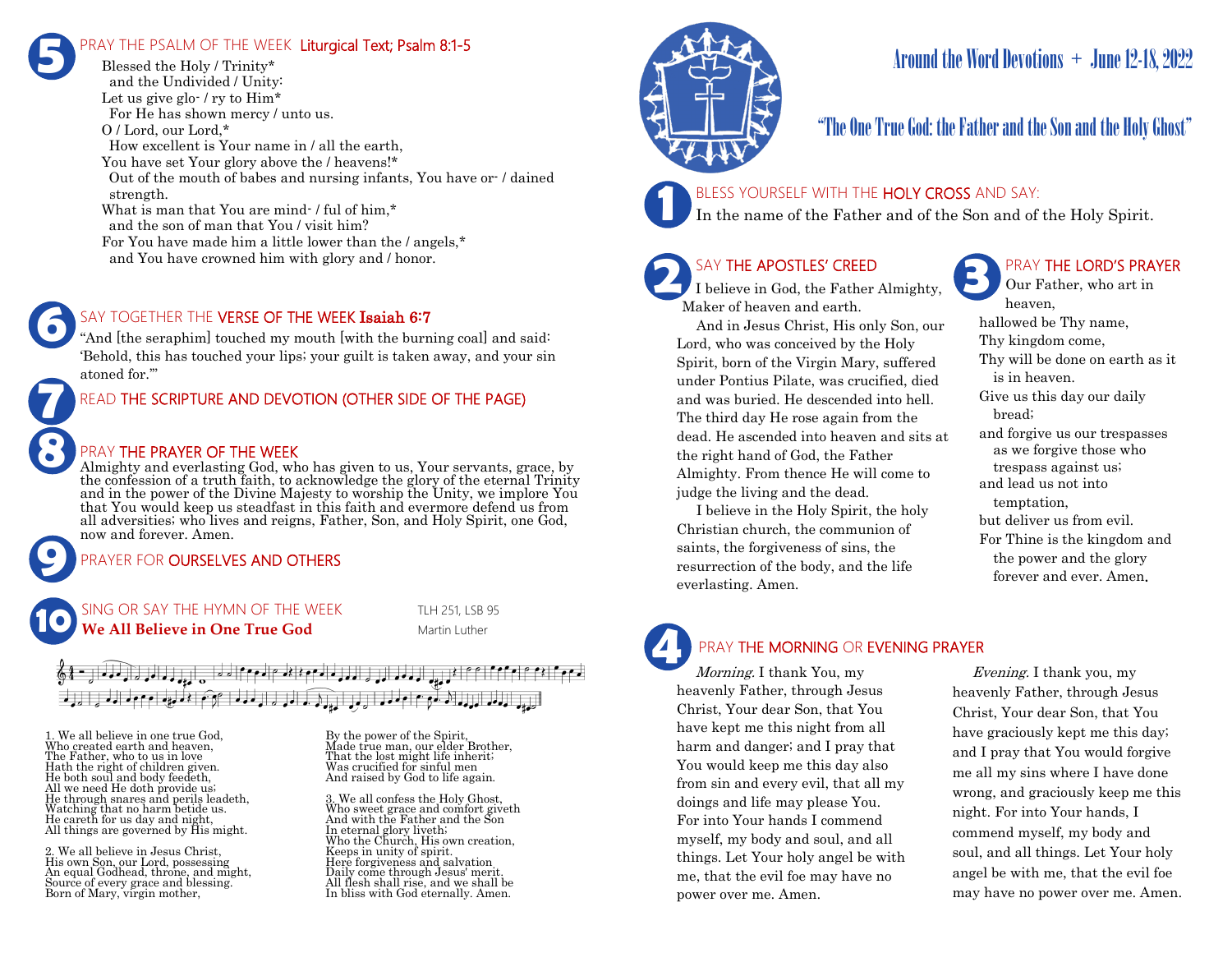# Around the Word Devotions + June 12-18, 2022

## "The One True God: the Father and the Son and the Holy Ghost"

### 1 BLESS YOURSELF WITH THE HOLY CROSS AND SAY:

In the name of the Father and of the Son and of the Holy Spirit.

### 2 SAY THE APOSTLES' CREED

I believe in God, the Father Almighty, Maker of heaven and earth.

And in Jesus Christ, His only Son, our Lord, who was conceived by the Holy Spirit, born of the Virgin Mary, suffered under Pontius Pilate, was crucified, died and was buried. He descended into hell. The third day He rose again from the dead. He ascended into heaven and sits at the right hand of God, the Father Almighty. From thence He will come to judge the living and the dead.

I believe in the Holy Spirit, the holy Christian church, the communion of saints, the forgiveness of sins, the resurrection of the body, and the life everlasting. Amen.

### 3 PRAY THE LORD'S PRAYER

Our Father, who art in heaven,
hallowed be Thy name,
Thy kingdom come,
Thy will be done on earth as it is in heaven.
Give us this day our daily bread;
and forgive us our trespasses as we forgive those who trespass against us;
and lead us not into temptation,
but deliver us from evil.
For Thine is the kingdom and the power and the glory forever and ever. Amen.

### 4 PRAY THE MORNING OR EVENING PRAYER

*Morning.* I thank You, my heavenly Father, through Jesus Christ, Your dear Son, that You have kept me this night from all harm and danger; and I pray that You would keep me this day also from sin and every evil, that all my doings and life may please You. For into Your hands I commend myself, my body and soul, and all things. Let Your holy angel be with me, that the evil foe may have no power over me. Amen.

*Evening.* I thank you, my heavenly Father, through Jesus Christ, Your dear Son, that You have graciously kept me this day; and I pray that You would forgive me all my sins where I have done wrong, and graciously keep me this night. For into Your hands, I commend myself, my body and soul, and all things. Let Your holy angel be with me, that the evil foe may have no power over me. Amen.

### 5 PRAY THE PSALM OF THE WEEK Liturgical Text; Psalm 8:1-5

Blessed the Holy / Trinity*
  and the Undivided / Unity:
Let us give glo- / ry to Him*
  For He has shown mercy / unto us.
O / Lord, our Lord,*
  How excellent is Your name in / all the earth,
You have set Your glory above the / heavens!*
  Out of the mouth of babes and nursing infants, You have or- / dained strength.
What is man that You are mind- / ful of him,*
  and the son of man that You / visit him?
For You have made him a little lower than the / angels,*
  and You have crowned him with glory and / honor.

### 6 SAY TOGETHER THE VERSE OF THE WEEK Isaiah 6:7

"And [the seraphim] touched my mouth [with the burning coal] and said: 'Behold, this has touched your lips; your guilt is taken away, and your sin atoned for.'"

### 7 READ THE SCRIPTURE AND DEVOTION (OTHER SIDE OF THE PAGE)

### 8 PRAY THE PRAYER OF THE WEEK

Almighty and everlasting God, who has given to us, Your servants, grace, by the confession of a truth faith, to acknowledge the glory of the eternal Trinity and in the power of the Divine Majesty to worship the Unity, we implore You that You would keep us steadfast in this faith and evermore defend us from all adversities; who lives and reigns, Father, Son, and Holy Spirit, one God, now and forever. Amen.

### 9 PRAYER FOR OURSELVES AND OTHERS

### 10 SING OR SAY THE HYMN OF THE WEEK

**We All Believe in One True God** — TLH 251, LSB 95 — Martin Luther

1. We all believe in one true God,
Who created earth and heaven,
The Father, who to us in love
Hath the right of children given.
He both soul and body feedeth,
All we need He doth provide us;
He through snares and perils leadeth,
Watching that no harm betide us.
He careth for us day and night,
All things are governed by His might.

2. We all believe in Jesus Christ,
His own Son, our Lord, possessing
An equal Godhead, throne, and might,
Source of every grace and blessing.
Born of Mary, virgin mother,
By the power of the Spirit,
Made true man, our elder Brother,
That the lost might life inherit;
Was crucified for sinful men
And raised by God to life again.

3. We all confess the Holy Ghost,
Who sweet grace and comfort giveth
And with the Father and the Son
In eternal glory liveth;
Who the Church, His own creation,
Keeps in unity of spirit.
Here forgiveness and salvation
Daily come through Jesus' merit.
All flesh shall rise, and we shall be
In bliss with God eternally. Amen.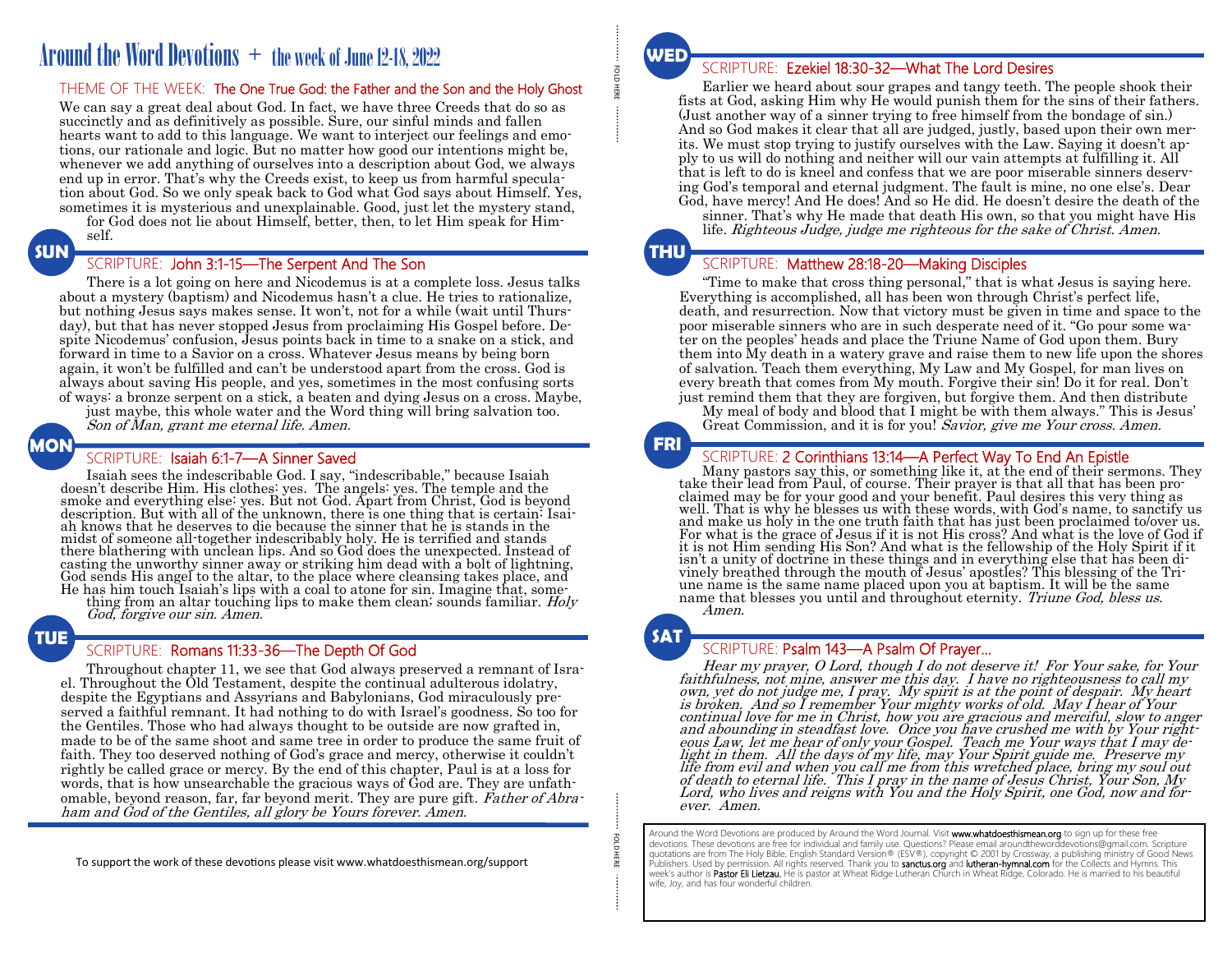# Around the Word Devotions + the week of June 12-18, 2022

THEME OF THE WEEK: The One True God: the Father and the Son and the Holy Ghost

We can say a great deal about God. In fact, we have three Creeds that do so as succinctly and as definitively as possible. Sure, our sinful minds and fallen hearts want to add to this language. We want to interject our feelings and emotions, our rationale and logic. But no matter how good our intentions might be, whenever we add anything of ourselves into a description about God, we always end up in error. That's why the Creeds exist, to keep us from harmful speculation about God. So we only speak back to God what God says about Himself. Yes, sometimes it is mysterious and unexplainable. Good, just let the mystery stand, for God does not lie about Himself, better, then, to let Him speak for Himself.

## SUN

SCRIPTURE: John 3:1-15—The Serpent And The Son

There is a lot going on here and Nicodemus is at a complete loss. Jesus talks about a mystery (baptism) and Nicodemus hasn't a clue. He tries to rationalize, but nothing Jesus says makes sense. It won't, not for a while (wait until Thursday), but that has never stopped Jesus from proclaiming His Gospel before. Despite Nicodemus' confusion, Jesus points back in time to a snake on a stick, and forward in time to a Savior on a cross. Whatever Jesus means by being born again, it won't be fulfilled and can't be understood apart from the cross. God is always about saving His people, and yes, sometimes in the most confusing sorts of ways: a bronze serpent on a stick, a beaten and dying Jesus on a cross. Maybe, just maybe, this whole water and the Word thing will bring salvation too. *Son of Man, grant me eternal life. Amen.*

## MON

SCRIPTURE: Isaiah 6:1-7—A Sinner Saved

Isaiah sees the indescribable God. I say, "indescribable," because Isaiah doesn't describe Him. His clothes: yes. The angels: yes. The temple and the smoke and everything else: yes. But not God. Apart from Christ, God is beyond description. But with all of the unknown, there is one thing that is certain: Isaiah knows that he deserves to die because the sinner that he is stands in the midst of someone all-together indescribably holy. He is terrified and stands there blathering with unclean lips. And so God does the unexpected. Instead of casting the unworthy sinner away or striking him dead with a bolt of lightning, God sends His angel to the altar, to the place where cleansing takes place, and He has him touch Isaiah's lips with a coal to atone for sin. Imagine that, something from an altar touching lips to make them clean; sounds familiar. *Holy God, forgive our sin. Amen.*

## TUE

SCRIPTURE: Romans 11:33-36—The Depth Of God

Throughout chapter 11, we see that God always preserved a remnant of Israel. Throughout the Old Testament, despite the continual adulterous idolatry, despite the Egyptians and Assyrians and Babylonians, God miraculously preserved a faithful remnant. It had nothing to do with Israel's goodness. So too for the Gentiles. Those who had always thought to be outside are now grafted in, made to be of the same shoot and same tree in order to produce the same fruit of faith. They too deserved nothing of God's grace and mercy, otherwise it couldn't rightly be called grace or mercy. By the end of this chapter, Paul is at a loss for words, that is how unsearchable the gracious ways of God are. They are unfathomable, beyond reason, far, far beyond merit. They are pure gift. *Father of Abraham and God of the Gentiles, all glory be Yours forever. Amen.*

To support the work of these devotions please visit www.whatdoesthismean.org/support

## WED

SCRIPTURE: Ezekiel 18:30-32—What The Lord Desires

Earlier we heard about sour grapes and tangy teeth. The people shook their fists at God, asking Him why He would punish them for the sins of their fathers. (Just another way of a sinner trying to free himself from the bondage of sin.) And so God makes it clear that all are judged, justly, based upon their own merits. We must stop trying to justify ourselves with the Law. Saying it doesn't apply to us will do nothing and neither will our vain attempts at fulfilling it. All that is left to do is kneel and confess that we are poor miserable sinners deserving God's temporal and eternal judgment. The fault is mine, no one else's. Dear God, have mercy! And He does! And so He did. He doesn't desire the death of the sinner. That's why He made that death His own, so that you might have His life. *Righteous Judge, judge me righteous for the sake of Christ. Amen.*

## THU

SCRIPTURE: Matthew 28:18-20—Making Disciples

"Time to make that cross thing personal," that is what Jesus is saying here. Everything is accomplished, all has been won through Christ's perfect life, death, and resurrection. Now that victory must be given in time and space to the poor miserable sinners who are in such desperate need of it. "Go pour some water on the peoples' heads and place the Triune Name of God upon them. Bury them into My death in a watery grave and raise them to new life upon the shores of salvation. Teach them everything, My Law and My Gospel, for man lives on every breath that comes from My mouth. Forgive their sin! Do it for real. Don't just remind them that they are forgiven, but forgive them. And then distribute My meal of body and blood that I might be with them always." This is Jesus' Great Commission, and it is for you! *Savior, give me Your cross. Amen.*

## FRI

SCRIPTURE: 2 Corinthians 13:14—A Perfect Way To End An Epistle

Many pastors say this, or something like it, at the end of their sermons. They take their lead from Paul, of course. Their prayer is that all that has been proclaimed may be for your good and your benefit. Paul desires this very thing as well. That is why he blesses us with these words, with God's name, to sanctify us and make us holy in the one truth faith that has just been proclaimed to/over us. For what is the grace of Jesus if it is not His cross? And what is the love of God if it is not Him sending His Son? And what is the fellowship of the Holy Spirit if it isn't a unity of doctrine in these things and in everything else that has been divinely breathed through the mouth of Jesus' apostles? This blessing of the Triune name is the same name placed upon you at baptism. It will be the same name that blesses you until and throughout eternity. *Triune God, bless us. Amen.*

## SAT

SCRIPTURE: Psalm 143—A Psalm Of Prayer...

*Hear my prayer, O Lord, though I do not deserve it! For Your sake, for Your faithfulness, not mine, answer me this day. I have no righteousness to call my own, yet do not judge me, I pray. My spirit is at the point of despair. My heart is broken. And so I remember Your mighty works of old. May I hear of Your continual love for me in Christ, how you are gracious and merciful, slow to anger and abounding in steadfast love. Once you have crushed me with by Your righteous Law, let me hear of only your Gospel. Teach me Your ways that I may delight in them. All the days of my life, may Your Spirit guide me. Preserve my life from evil and when you call me from this wretched place, bring my soul out of death to eternal life. This I pray in the name of Jesus Christ, Your Son, My Lord, who lives and reigns with You and the Holy Spirit, one God, now and forever. Amen.*

Around the Word Devotions are produced by Around the Word Journal. Visit **www.whatdoesthismean.org** to sign up for these free devotions. These devotions are free for individual and family use. Questions? Please email aroundtheworddevotions@gmail.com. Scripture quotations are from The Holy Bible, English Standard Version® (ESV®), copyright © 2001 by Crossway, a publishing ministry of Good News Publishers. Used by permission. All rights reserved. Thank you to **sanctus.org** and **lutheran-hymnal.com** for the Collects and Hymns. This week's author is **Pastor Eli Lietzau**. He is pastor at Wheat Ridge Lutheran Church in Wheat Ridge, Colorado. He is married to his beautiful wife, Joy, and has four wonderful children.